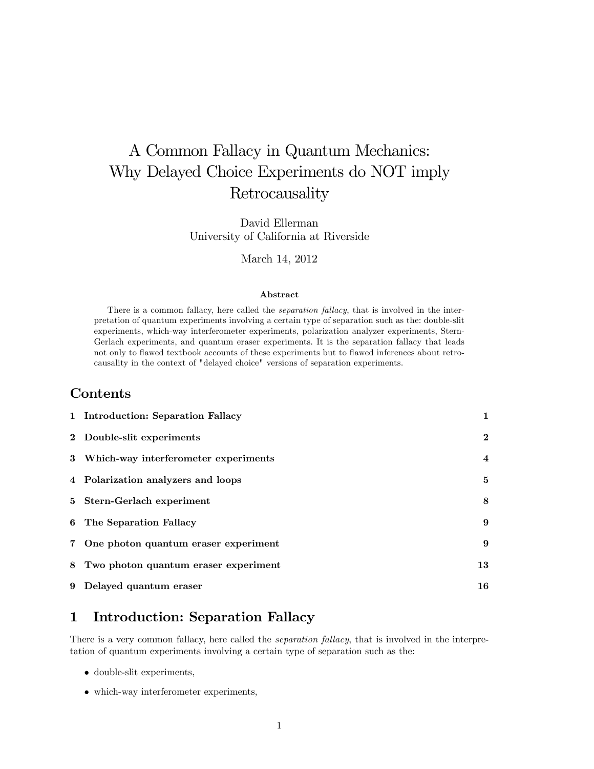# A Common Fallacy in Quantum Mechanics: Why Delayed Choice Experiments do NOT imply Retrocausality

David Ellerman
University of California at Riverside

March 14, 2012

### Abstract

There is a common fallacy, here called the *separation fallacy*, that is involved in the interpretation of quantum experiments involving a certain type of separation such as the: double-slit experiments, which-way interferometer experiments, polarization analyzer experiments, Stern-Gerlach experiments, and quantum eraser experiments. It is the separation fallacy that leads not only to flawed textbook accounts of these experiments but to flawed inferences about retrocausality in the context of "delayed choice" versions of separation experiments.

## Contents

| | | |
|---|---|---|
| 1 | Introduction: Separation Fallacy | 1 |
| 2 | Double-slit experiments | 2 |
| 3 | Which-way interferometer experiments | 4 |
| 4 | Polarization analyzers and loops | 5 |
| 5 | Stern-Gerlach experiment | 8 |
| 6 | The Separation Fallacy | 9 |
| 7 | One photon quantum eraser experiment | 9 |
| 8 | Two photon quantum eraser experiment | 13 |
| 9 | Delayed quantum eraser | 16 |

## 1 Introduction: Separation Fallacy

There is a very common fallacy, here called the *separation fallacy*, that is involved in the interpretation of quantum experiments involving a certain type of separation such as the:

- double-slit experiments,
- which-way interferometer experiments,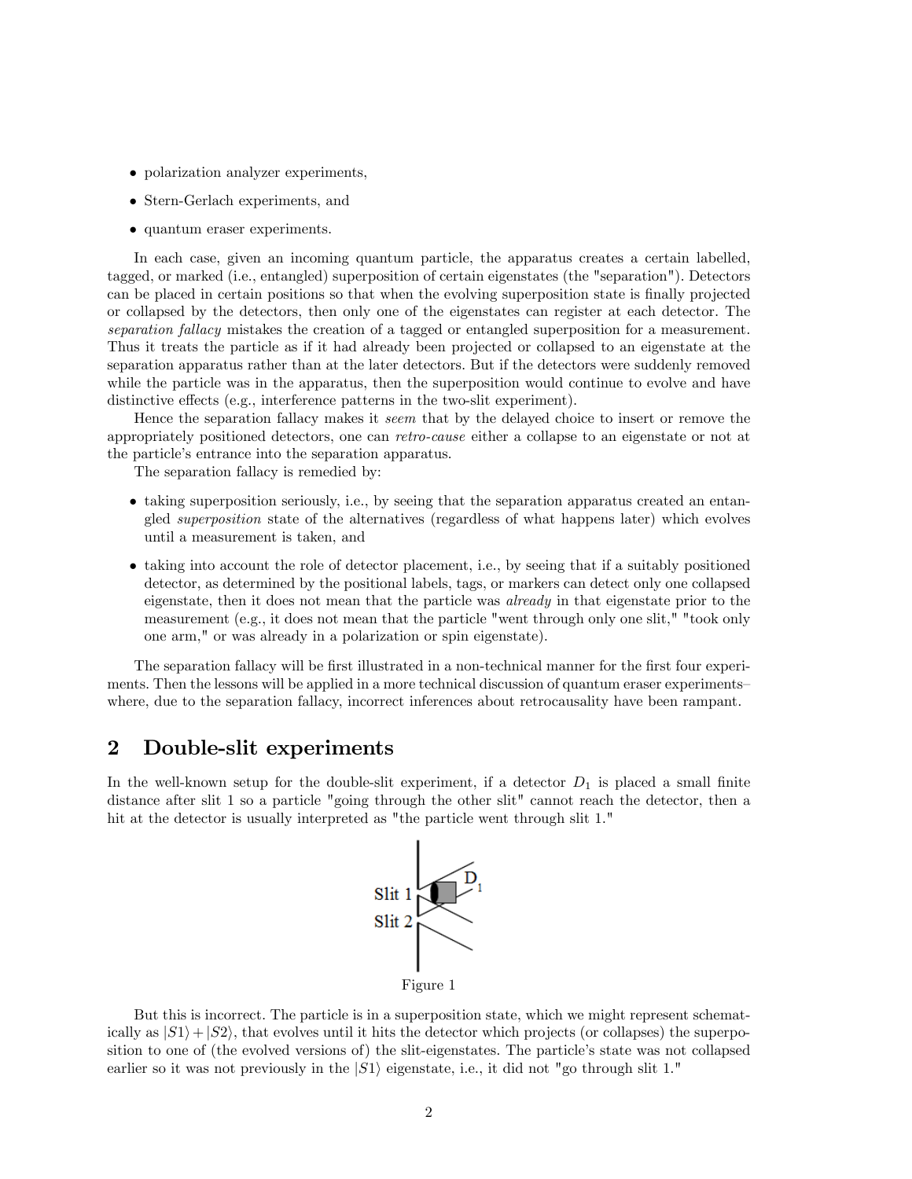- polarization analyzer experiments,
- Stern-Gerlach experiments, and
- quantum eraser experiments.

In each case, given an incoming quantum particle, the apparatus creates a certain labelled, tagged, or marked (i.e., entangled) superposition of certain eigenstates (the "separation"). Detectors can be placed in certain positions so that when the evolving superposition state is finally projected or collapsed by the detectors, then only one of the eigenstates can register at each detector. The *separation fallacy* mistakes the creation of a tagged or entangled superposition for a measurement. Thus it treats the particle as if it had already been projected or collapsed to an eigenstate at the separation apparatus rather than at the later detectors. But if the detectors were suddenly removed while the particle was in the apparatus, then the superposition would continue to evolve and have distinctive effects (e.g., interference patterns in the two-slit experiment).

Hence the separation fallacy makes it *seem* that by the delayed choice to insert or remove the appropriately positioned detectors, one can *retro-cause* either a collapse to an eigenstate or not at the particle's entrance into the separation apparatus.

The separation fallacy is remedied by:

- taking superposition seriously, i.e., by seeing that the separation apparatus created an entangled *superposition* state of the alternatives (regardless of what happens later) which evolves until a measurement is taken, and
- taking into account the role of detector placement, i.e., by seeing that if a suitably positioned detector, as determined by the positional labels, tags, or markers can detect only one collapsed eigenstate, then it does not mean that the particle was *already* in that eigenstate prior to the measurement (e.g., it does not mean that the particle "went through only one slit," "took only one arm," or was already in a polarization or spin eigenstate).

The separation fallacy will be first illustrated in a non-technical manner for the first four experiments. Then the lessons will be applied in a more technical discussion of quantum eraser experiments–where, due to the separation fallacy, incorrect inferences about retrocausality have been rampant.

## 2 Double-slit experiments

In the well-known setup for the double-slit experiment, if a detector $D_1$ is placed a small finite distance after slit 1 so a particle "going through the other slit" cannot reach the detector, then a hit at the detector is usually interpreted as "the particle went through slit 1."

Figure 1

But this is incorrect. The particle is in a superposition state, which we might represent schematically as $|S1\rangle + |S2\rangle$, that evolves until it hits the detector which projects (or collapses) the superposition to one of (the evolved versions of) the slit-eigenstates. The particle's state was not collapsed earlier so it was not previously in the $|S1\rangle$ eigenstate, i.e., it did not "go through slit 1."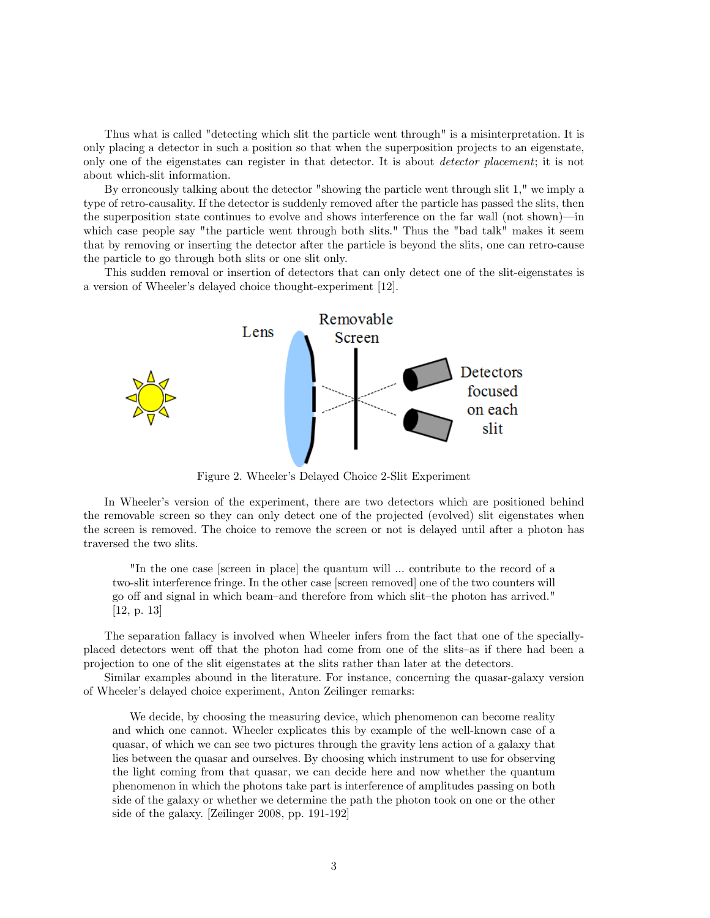Thus what is called "detecting which slit the particle went through" is a misinterpretation. It is only placing a detector in such a position so that when the superposition projects to an eigenstate, only one of the eigenstates can register in that detector. It is about *detector placement*; it is not about which-slit information.

By erroneously talking about the detector "showing the particle went through slit 1," we imply a type of retro-causality. If the detector is suddenly removed after the particle has passed the slits, then the superposition state continues to evolve and shows interference on the far wall (not shown)—in which case people say "the particle went through both slits." Thus the "bad talk" makes it seem that by removing or inserting the detector after the particle is beyond the slits, one can retro-cause the particle to go through both slits or one slit only.

This sudden removal or insertion of detectors that can only detect one of the slit-eigenstates is a version of Wheeler's delayed choice thought-experiment [12].

Figure 2. Wheeler's Delayed Choice 2-Slit Experiment

In Wheeler's version of the experiment, there are two detectors which are positioned behind the removable screen so they can only detect one of the projected (evolved) slit eigenstates when the screen is removed. The choice to remove the screen or not is delayed until after a photon has traversed the two slits.

> "In the one case [screen in place] the quantum will ... contribute to the record of a two-slit interference fringe. In the other case [screen removed] one of the two counters will go off and signal in which beam–and therefore from which slit–the photon has arrived." [12, p. 13]

The separation fallacy is involved when Wheeler infers from the fact that one of the specially-placed detectors went off that the photon had come from one of the slits–as if there had been a projection to one of the slit eigenstates at the slits rather than later at the detectors.

Similar examples abound in the literature. For instance, concerning the quasar-galaxy version of Wheeler's delayed choice experiment, Anton Zeilinger remarks:

> We decide, by choosing the measuring device, which phenomenon can become reality and which one cannot. Wheeler explicates this by example of the well-known case of a quasar, of which we can see two pictures through the gravity lens action of a galaxy that lies between the quasar and ourselves. By choosing which instrument to use for observing the light coming from that quasar, we can decide here and now whether the quantum phenomenon in which the photons take part is interference of amplitudes passing on both side of the galaxy or whether we determine the path the photon took on one or the other side of the galaxy. [Zeilinger 2008, pp. 191-192]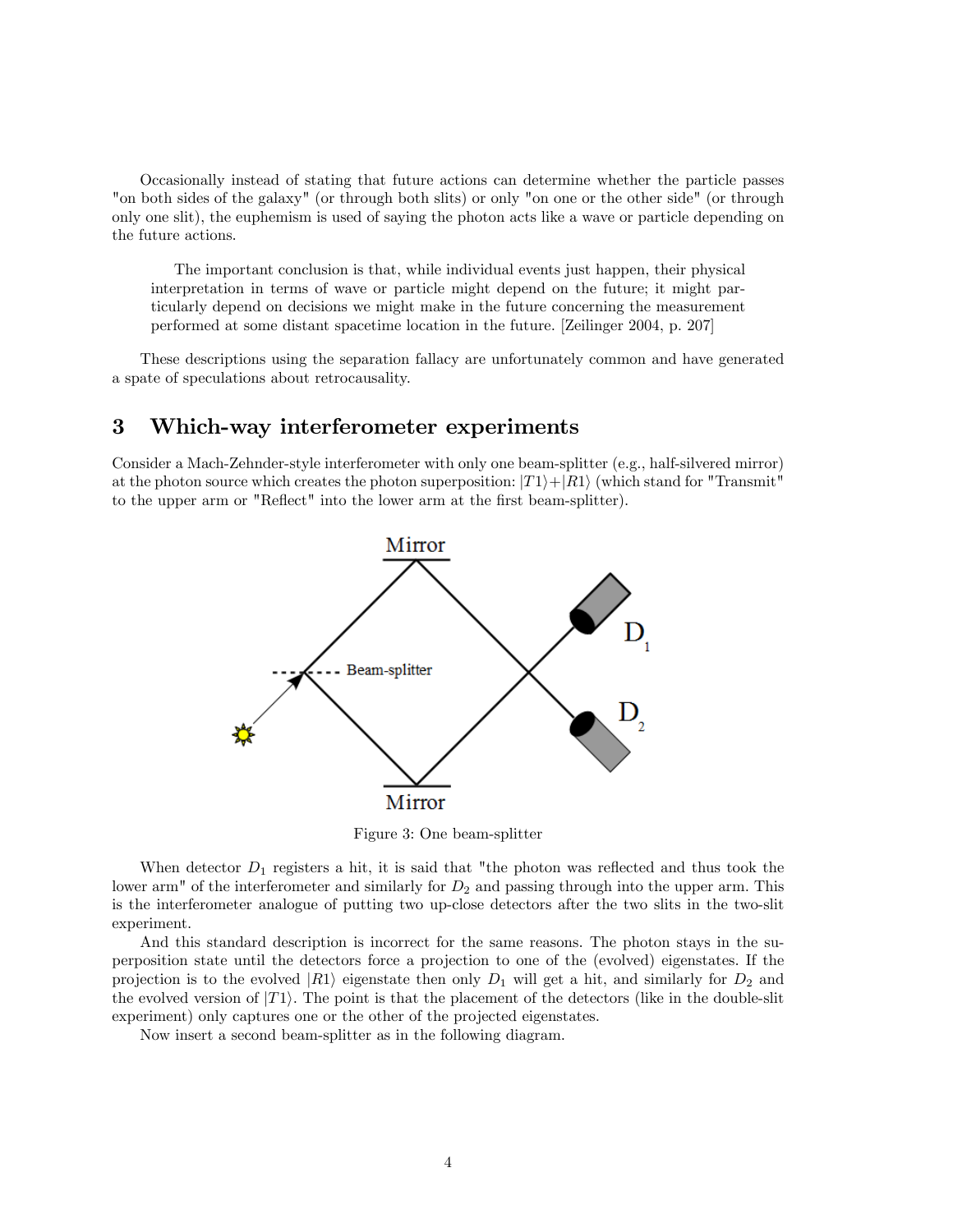Occasionally instead of stating that future actions can determine whether the particle passes "on both sides of the galaxy" (or through both slits) or only "on one or the other side" (or through only one slit), the euphemism is used of saying the photon acts like a wave or particle depending on the future actions.

> The important conclusion is that, while individual events just happen, their physical interpretation in terms of wave or particle might depend on the future; it might particularly depend on decisions we might make in the future concerning the measurement performed at some distant spacetime location in the future. [Zeilinger 2004, p. 207]

These descriptions using the separation fallacy are unfortunately common and have generated a spate of speculations about retrocausality.

## 3 Which-way interferometer experiments

Consider a Mach-Zehnder-style interferometer with only one beam-splitter (e.g., half-silvered mirror) at the photon source which creates the photon superposition: $|T1\rangle + |R1\rangle$ (which stand for "Transmit" to the upper arm or "Reflect" into the lower arm at the first beam-splitter).

Figure 3: One beam-splitter

When detector $D_1$ registers a hit, it is said that "the photon was reflected and thus took the lower arm" of the interferometer and similarly for $D_2$ and passing through into the upper arm. This is the interferometer analogue of putting two up-close detectors after the two slits in the two-slit experiment.

And this standard description is incorrect for the same reasons. The photon stays in the superposition state until the detectors force a projection to one of the (evolved) eigenstates. If the projection is to the evolved $|R1\rangle$ eigenstate then only $D_1$ will get a hit, and similarly for $D_2$ and the evolved version of $|T1\rangle$. The point is that the placement of the detectors (like in the double-slit experiment) only captures one or the other of the projected eigenstates.

Now insert a second beam-splitter as in the following diagram.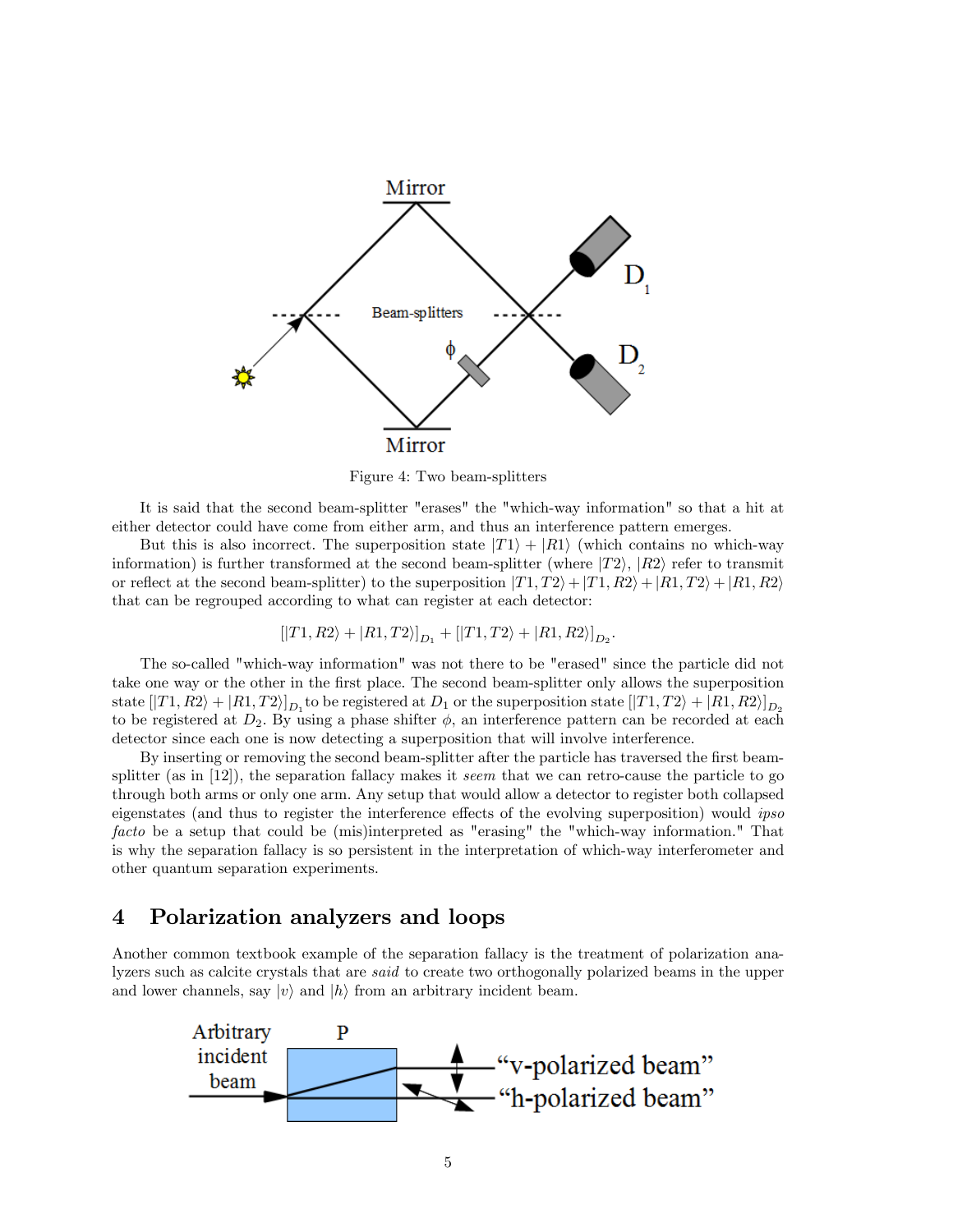Figure 4: Two beam-splitters

It is said that the second beam-splitter "erases" the "which-way information" so that a hit at either detector could have come from either arm, and thus an interference pattern emerges.

But this is also incorrect. The superposition state $|T1\rangle + |R1\rangle$ (which contains no which-way information) is further transformed at the second beam-splitter (where $|T2\rangle$, $|R2\rangle$ refer to transmit or reflect at the second beam-splitter) to the superposition $|T1, T2\rangle + |T1, R2\rangle + |R1, T2\rangle + |R1, R2\rangle$ that can be regrouped according to what can register at each detector:

$$[|T1, R2\rangle + |R1, T2\rangle]_{D_1} + [|T1, T2\rangle + |R1, R2\rangle]_{D_2}.$$

The so-called "which-way information" was not there to be "erased" since the particle did not take one way or the other in the first place. The second beam-splitter only allows the superposition state $[|T1, R2\rangle + |R1, T2\rangle]_{D_1}$ to be registered at $D_1$ or the superposition state $[|T1, T2\rangle + |R1, R2\rangle]_{D_2}$ to be registered at $D_2$. By using a phase shifter $\phi$, an interference pattern can be recorded at each detector since each one is now detecting a superposition that will involve interference.

By inserting or removing the second beam-splitter after the particle has traversed the first beam-splitter (as in [12]), the separation fallacy makes it *seem* that we can retro-cause the particle to go through both arms or only one arm. Any setup that would allow a detector to register both collapsed eigenstates (and thus to register the interference effects of the evolving superposition) would *ipso facto* be a setup that could be (mis)interpreted as "erasing" the "which-way information." That is why the separation fallacy is so persistent in the interpretation of which-way interferometer and other quantum separation experiments.

## 4 Polarization analyzers and loops

Another common textbook example of the separation fallacy is the treatment of polarization analyzers such as calcite crystals that are *said* to create two orthogonally polarized beams in the upper and lower channels, say $|v\rangle$ and $|h\rangle$ from an arbitrary incident beam.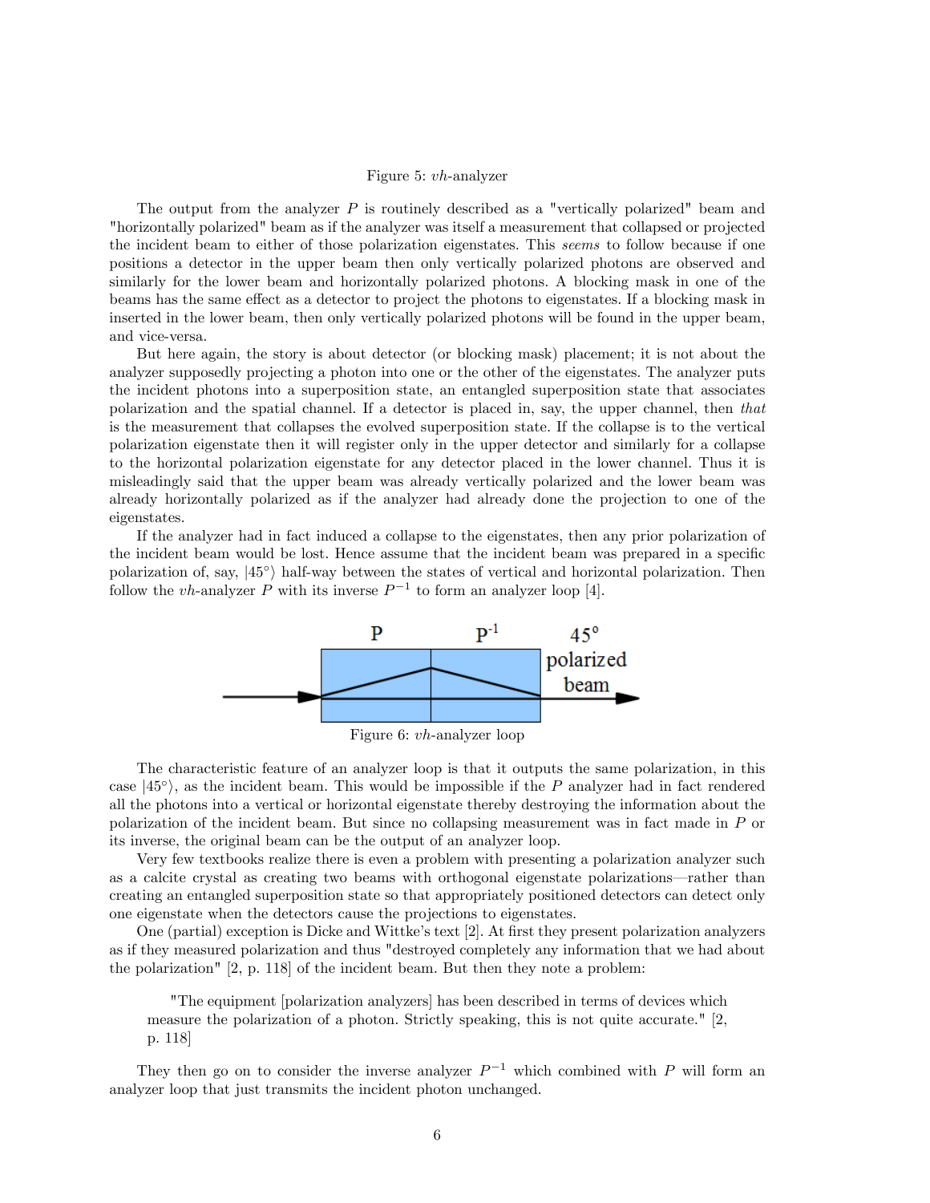Figure 5: $vh$-analyzer

The output from the analyzer $P$ is routinely described as a "vertically polarized" beam and "horizontally polarized" beam as if the analyzer was itself a measurement that collapsed or projected the incident beam to either of those polarization eigenstates. This *seems* to follow because if one positions a detector in the upper beam then only vertically polarized photons are observed and similarly for the lower beam and horizontally polarized photons. A blocking mask in one of the beams has the same effect as a detector to project the photons to eigenstates. If a blocking mask in inserted in the lower beam, then only vertically polarized photons will be found in the upper beam, and vice-versa.

But here again, the story is about detector (or blocking mask) placement; it is not about the analyzer supposedly projecting a photon into one or the other of the eigenstates. The analyzer puts the incident photons into a superposition state, an entangled superposition state that associates polarization and the spatial channel. If a detector is placed in, say, the upper channel, then *that* is the measurement that collapses the evolved superposition state. If the collapse is to the vertical polarization eigenstate then it will register only in the upper detector and similarly for a collapse to the horizontal polarization eigenstate for any detector placed in the lower channel. Thus it is misleadingly said that the upper beam was already vertically polarized and the lower beam was already horizontally polarized as if the analyzer had already done the projection to one of the eigenstates.

If the analyzer had in fact induced a collapse to the eigenstates, then any prior polarization of the incident beam would be lost. Hence assume that the incident beam was prepared in a specific polarization of, say, $|45^{\circ}\rangle$ half-way between the states of vertical and horizontal polarization. Then follow the $vh$-analyzer $P$ with its inverse $P^{-1}$ to form an analyzer loop [4].

P | $P^{-1}$ | 45° polarized beam

Figure 6: $vh$-analyzer loop

The characteristic feature of an analyzer loop is that it outputs the same polarization, in this case $|45^{\circ}\rangle$, as the incident beam. This would be impossible if the $P$ analyzer had in fact rendered all the photons into a vertical or horizontal eigenstate thereby destroying the information about the polarization of the incident beam. But since no collapsing measurement was in fact made in $P$ or its inverse, the original beam can be the output of an analyzer loop.

Very few textbooks realize there is even a problem with presenting a polarization analyzer such as a calcite crystal as creating two beams with orthogonal eigenstate polarizations—rather than creating an entangled superposition state so that appropriately positioned detectors can detect only one eigenstate when the detectors cause the projections to eigenstates.

One (partial) exception is Dicke and Wittke's text [2]. At first they present polarization analyzers as if they measured polarization and thus "destroyed completely any information that we had about the polarization" [2, p. 118] of the incident beam. But then they note a problem:

> "The equipment [polarization analyzers] has been described in terms of devices which measure the polarization of a photon. Strictly speaking, this is not quite accurate." [2, p. 118]

They then go on to consider the inverse analyzer $P^{-1}$ which combined with $P$ will form an analyzer loop that just transmits the incident photon unchanged.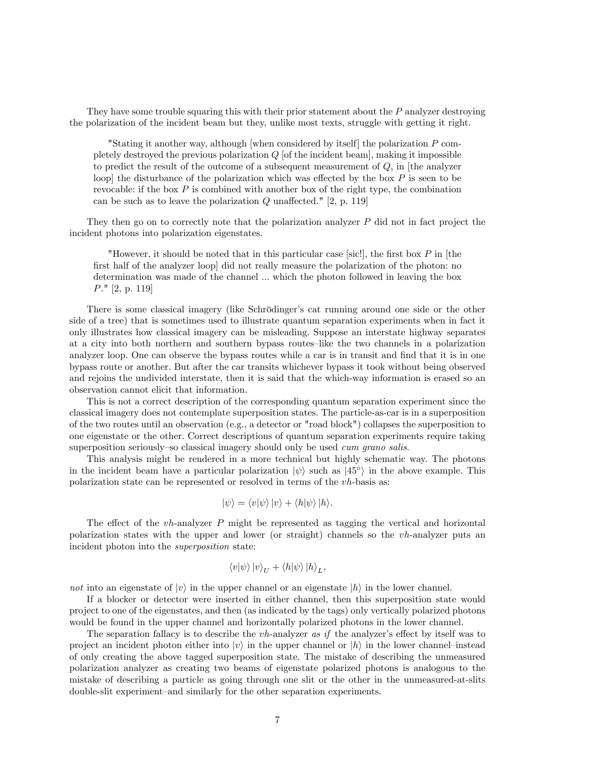They have some trouble squaring this with their prior statement about the $P$ analyzer destroying the polarization of the incident beam but they, unlike most texts, struggle with getting it right.

> "Stating it another way, although [when considered by itself] the polarization $P$ completely destroyed the previous polarization $Q$ [of the incident beam], making it impossible to predict the result of the outcome of a subsequent measurement of $Q$, in [the analyzer loop] the disturbance of the polarization which was effected by the box $P$ is seen to be revocable: if the box $P$ is combined with another box of the right type, the combination can be such as to leave the polarization $Q$ unaffected." [2, p. 119]

They then go on to correctly note that the polarization analyzer $P$ did not in fact project the incident photons into polarization eigenstates.

> "However, it should be noted that in this particular case [sic!], the first box $P$ in [the first half of the analyzer loop] did not really measure the polarization of the photon: no determination was made of the channel ... which the photon followed in leaving the box $P$." [2, p. 119]

There is some classical imagery (like Schrödinger's cat running around one side or the other side of a tree) that is sometimes used to illustrate quantum separation experiments when in fact it only illustrates how classical imagery can be misleading. Suppose an interstate highway separates at a city into both northern and southern bypass routes–like the two channels in a polarization analyzer loop. One can observe the bypass routes while a car is in transit and find that it is in one bypass route or another. But after the car transits whichever bypass it took without being observed and rejoins the undivided interstate, then it is said that the which-way information is erased so an observation cannot elicit that information.

This is not a correct description of the corresponding quantum separation experiment since the classical imagery does not contemplate superposition states. The particle-as-car is in a superposition of the two routes until an observation (e.g., a detector or "road block") collapses the superposition to one eigenstate or the other. Correct descriptions of quantum separation experiments require taking superposition seriously–so classical imagery should only be used *cum grano salis*.

This analysis might be rendered in a more technical but highly schematic way. The photons in the incident beam have a particular polarization $|\psi\rangle$ such as $|45^\circ\rangle$ in the above example. This polarization state can be represented or resolved in terms of the $vh$-basis as:

$$|\psi\rangle = \langle v|\psi\rangle\,|v\rangle + \langle h|\psi\rangle\,|h\rangle.$$

The effect of the $vh$-analyzer $P$ might be represented as tagging the vertical and horizontal polarization states with the upper and lower (or straight) channels so the $vh$-analyzer puts an incident photon into the *superposition* state:

$$\langle v|\psi\rangle\,|v\rangle_U + \langle h|\psi\rangle\,|h\rangle_L,$$

*not* into an eigenstate of $|v\rangle$ in the upper channel or an eigenstate $|h\rangle$ in the lower channel.

If a blocker or detector were inserted in either channel, then this superposition state would project to one of the eigenstates, and then (as indicated by the tags) only vertically polarized photons would be found in the upper channel and horizontally polarized photons in the lower channel.

The separation fallacy is to describe the $vh$-analyzer *as if* the analyzer's effect by itself was to project an incident photon either into $|v\rangle$ in the upper channel or $|h\rangle$ in the lower channel–instead of only creating the above tagged superposition state. The mistake of describing the unmeasured polarization analyzer as creating two beams of eigenstate polarized photons is analogous to the mistake of describing a particle as going through one slit or the other in the unmeasured-at-slits double-slit experiment–and similarly for the other separation experiments.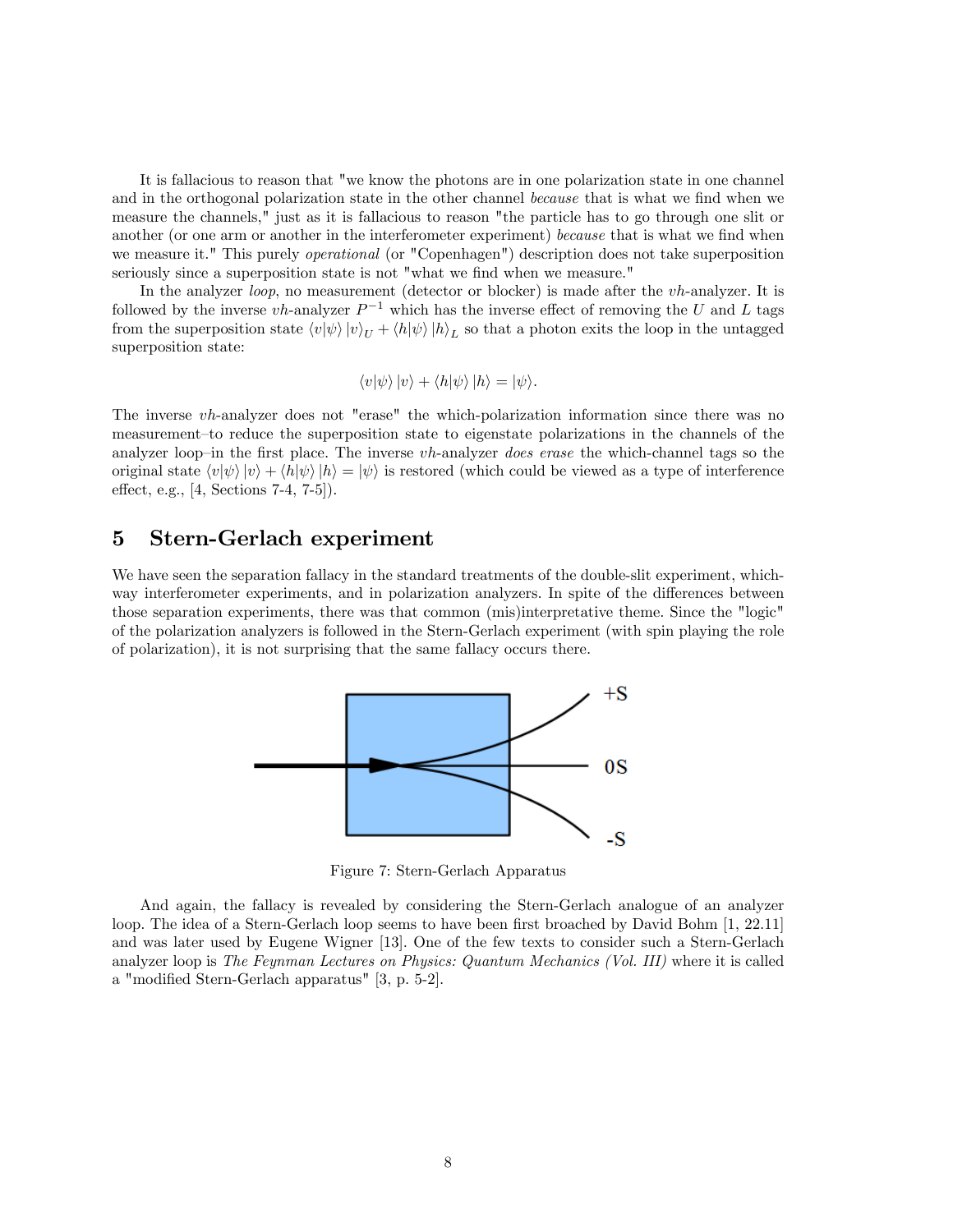It is fallacious to reason that "we know the photons are in one polarization state in one channel and in the orthogonal polarization state in the other channel *because* that is what we find when we measure the channels," just as it is fallacious to reason "the particle has to go through one slit or another (or one arm or another in the interferometer experiment) *because* that is what we find when we measure it." This purely *operational* (or "Copenhagen") description does not take superposition seriously since a superposition state is not "what we find when we measure."

In the analyzer *loop*, no measurement (detector or blocker) is made after the $vh$-analyzer. It is followed by the inverse $vh$-analyzer $P^{-1}$ which has the inverse effect of removing the $U$ and $L$ tags from the superposition state $\langle v|\psi\rangle |v\rangle_U + \langle h|\psi\rangle |h\rangle_L$ so that a photon exits the loop in the untagged superposition state:

$$\langle v|\psi\rangle |v\rangle + \langle h|\psi\rangle |h\rangle = |\psi\rangle.$$

The inverse $vh$-analyzer does not "erase" the which-polarization information since there was no measurement–to reduce the superposition state to eigenstate polarizations in the channels of the analyzer loop–in the first place. The inverse $vh$-analyzer *does erase* the which-channel tags so the original state $\langle v|\psi\rangle |v\rangle + \langle h|\psi\rangle |h\rangle = |\psi\rangle$ is restored (which could be viewed as a type of interference effect, e.g., [4, Sections 7-4, 7-5]).

## 5 Stern-Gerlach experiment

We have seen the separation fallacy in the standard treatments of the double-slit experiment, which-way interferometer experiments, and in polarization analyzers. In spite of the differences between those separation experiments, there was that common (mis)interpretative theme. Since the "logic" of the polarization analyzers is followed in the Stern-Gerlach experiment (with spin playing the role of polarization), it is not surprising that the same fallacy occurs there.

Figure 7: Stern-Gerlach Apparatus

And again, the fallacy is revealed by considering the Stern-Gerlach analogue of an analyzer loop. The idea of a Stern-Gerlach loop seems to have been first broached by David Bohm [1, 22.11] and was later used by Eugene Wigner [13]. One of the few texts to consider such a Stern-Gerlach analyzer loop is *The Feynman Lectures on Physics: Quantum Mechanics (Vol. III)* where it is called a "modified Stern-Gerlach apparatus" [3, p. 5-2].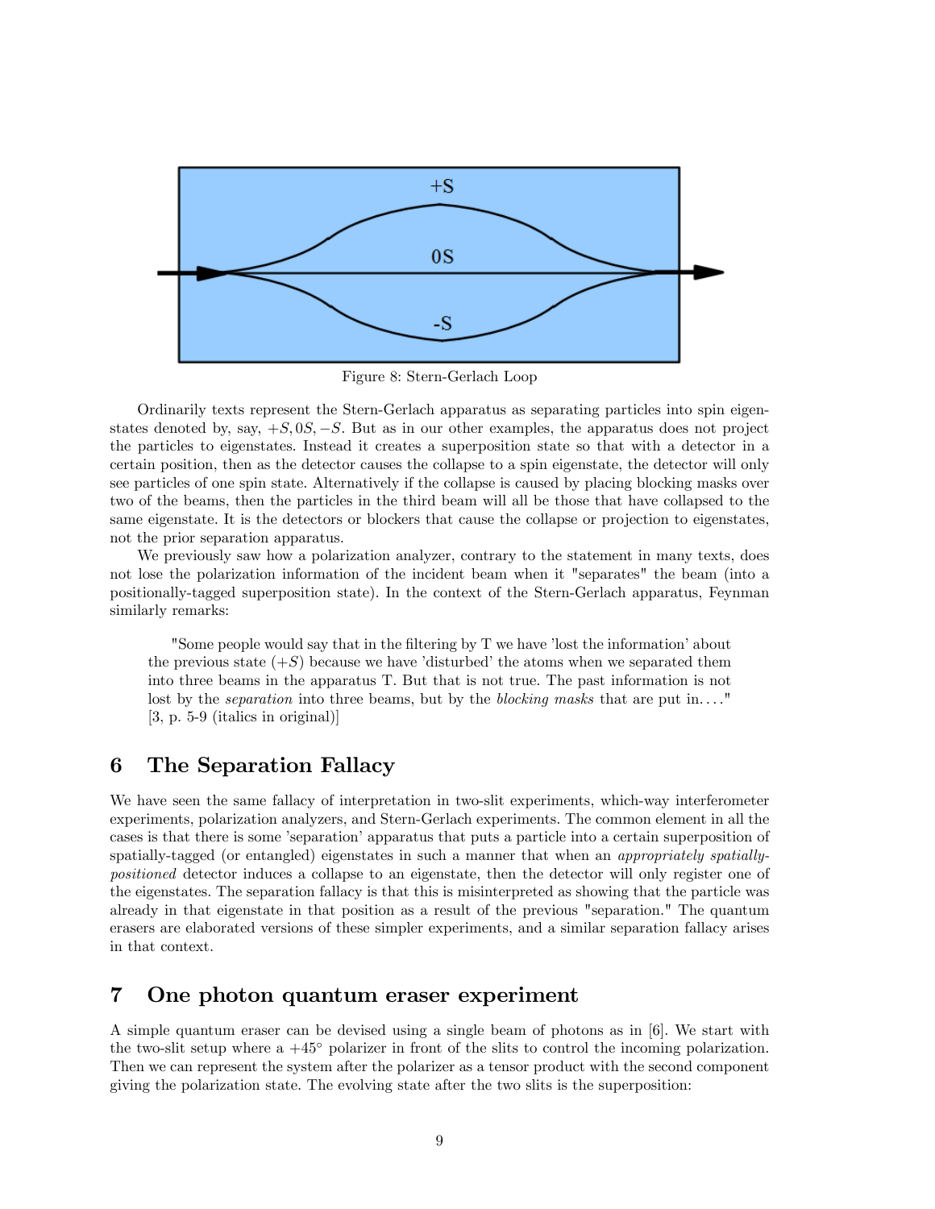Figure 8: Stern-Gerlach Loop

Ordinarily texts represent the Stern-Gerlach apparatus as separating particles into spin eigenstates denoted by, say, $+S, 0S, -S$. But as in our other examples, the apparatus does not project the particles to eigenstates. Instead it creates a superposition state so that with a detector in a certain position, then as the detector causes the collapse to a spin eigenstate, the detector will only see particles of one spin state. Alternatively if the collapse is caused by placing blocking masks over two of the beams, then the particles in the third beam will all be those that have collapsed to the same eigenstate. It is the detectors or blockers that cause the collapse or projection to eigenstates, not the prior separation apparatus.

We previously saw how a polarization analyzer, contrary to the statement in many texts, does not lose the polarization information of the incident beam when it "separates" the beam (into a positionally-tagged superposition state). In the context of the Stern-Gerlach apparatus, Feynman similarly remarks:

> "Some people would say that in the filtering by T we have 'lost the information' about the previous state ($+S$) because we have 'disturbed' the atoms when we separated them into three beams in the apparatus T. But that is not true. The past information is not lost by the *separation* into three beams, but by the *blocking masks* that are put in...." [3, p. 5-9 (italics in original)]

## 6 The Separation Fallacy

We have seen the same fallacy of interpretation in two-slit experiments, which-way interferometer experiments, polarization analyzers, and Stern-Gerlach experiments. The common element in all the cases is that there is some 'separation' apparatus that puts a particle into a certain superposition of spatially-tagged (or entangled) eigenstates in such a manner that when an *appropriately spatially-positioned* detector induces a collapse to an eigenstate, then the detector will only register one of the eigenstates. The separation fallacy is that this is misinterpreted as showing that the particle was already in that eigenstate in that position as a result of the previous "separation." The quantum erasers are elaborated versions of these simpler experiments, and a similar separation fallacy arises in that context.

## 7 One photon quantum eraser experiment

A simple quantum eraser can be devised using a single beam of photons as in [6]. We start with the two-slit setup where a $+45°$ polarizer in front of the slits to control the incoming polarization. Then we can represent the system after the polarizer as a tensor product with the second component giving the polarization state. The evolving state after the two slits is the superposition: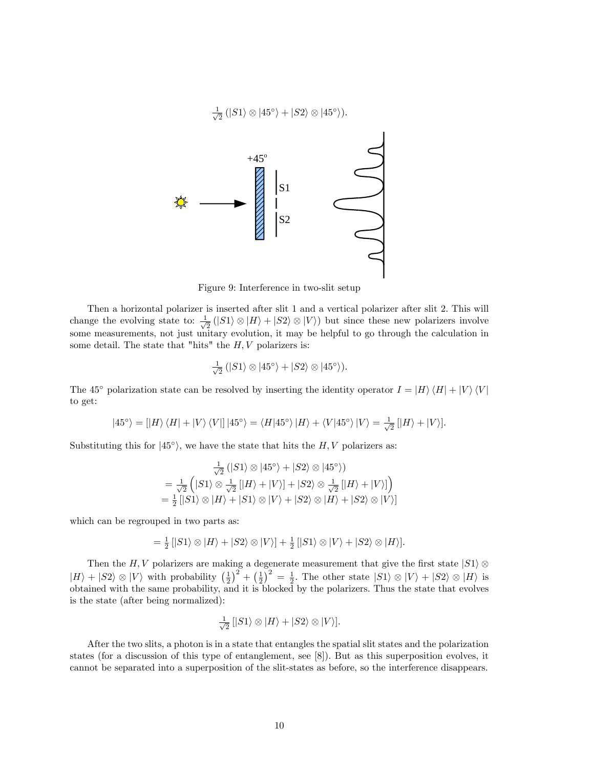$$\frac{1}{\sqrt{2}}\left(|S1\rangle \otimes |45^\circ\rangle + |S2\rangle \otimes |45^\circ\rangle\right).$$

Figure 9: Interference in two-slit setup

Then a horizontal polarizer is inserted after slit 1 and a vertical polarizer after slit 2. This will change the evolving state to: $\frac{1}{\sqrt{2}}\left(|S1\rangle \otimes |H\rangle + |S2\rangle \otimes |V\rangle\right)$ but since these new polarizers involve some measurements, not just unitary evolution, it may be helpful to go through the calculation in some detail. The state that "hits" the $H, V$ polarizers is:

$$\frac{1}{\sqrt{2}}\left(|S1\rangle \otimes |45^\circ\rangle + |S2\rangle \otimes |45^\circ\rangle\right).$$

The $45^\circ$ polarization state can be resolved by inserting the identity operator $I = |H\rangle\langle H| + |V\rangle\langle V|$ to get:

$$|45^\circ\rangle = \left[|H\rangle\langle H| + |V\rangle\langle V|\right]|45^\circ\rangle = \langle H|45^\circ\rangle |H\rangle + \langle V|45^\circ\rangle |V\rangle = \frac{1}{\sqrt{2}}\left[|H\rangle + |V\rangle\right].$$

Substituting this for $|45^\circ\rangle$, we have the state that hits the $H, V$ polarizers as:

$$\begin{gathered}\frac{1}{\sqrt{2}}\left(|S1\rangle \otimes |45^\circ\rangle + |S2\rangle \otimes |45^\circ\rangle\right) \\ = \frac{1}{\sqrt{2}}\left(|S1\rangle \otimes \frac{1}{\sqrt{2}}\left[|H\rangle + |V\rangle\right] + |S2\rangle \otimes \frac{1}{\sqrt{2}}\left[|H\rangle + |V\rangle\right]\right) \\ = \frac{1}{2}\left[|S1\rangle \otimes |H\rangle + |S1\rangle \otimes |V\rangle + |S2\rangle \otimes |H\rangle + |S2\rangle \otimes |V\rangle\right]\end{gathered}$$

which can be regrouped in two parts as:

$$= \frac{1}{2}\left[|S1\rangle \otimes |H\rangle + |S2\rangle \otimes |V\rangle\right] + \frac{1}{2}\left[|S1\rangle \otimes |V\rangle + |S2\rangle \otimes |H\rangle\right].$$

Then the $H, V$ polarizers are making a degenerate measurement that give the first state $|S1\rangle \otimes |H\rangle + |S2\rangle \otimes |V\rangle$ with probability $\left(\frac{1}{2}\right)^2 + \left(\frac{1}{2}\right)^2 = \frac{1}{2}$. The other state $|S1\rangle \otimes |V\rangle + |S2\rangle \otimes |H\rangle$ is obtained with the same probability, and it is blocked by the polarizers. Thus the state that evolves is the state (after being normalized):

$$\frac{1}{\sqrt{2}}\left[|S1\rangle \otimes |H\rangle + |S2\rangle \otimes |V\rangle\right].$$

After the two slits, a photon is in a state that entangles the spatial slit states and the polarization states (for a discussion of this type of entanglement, see [8]). But as this superposition evolves, it cannot be separated into a superposition of the slit-states as before, so the interference disappears.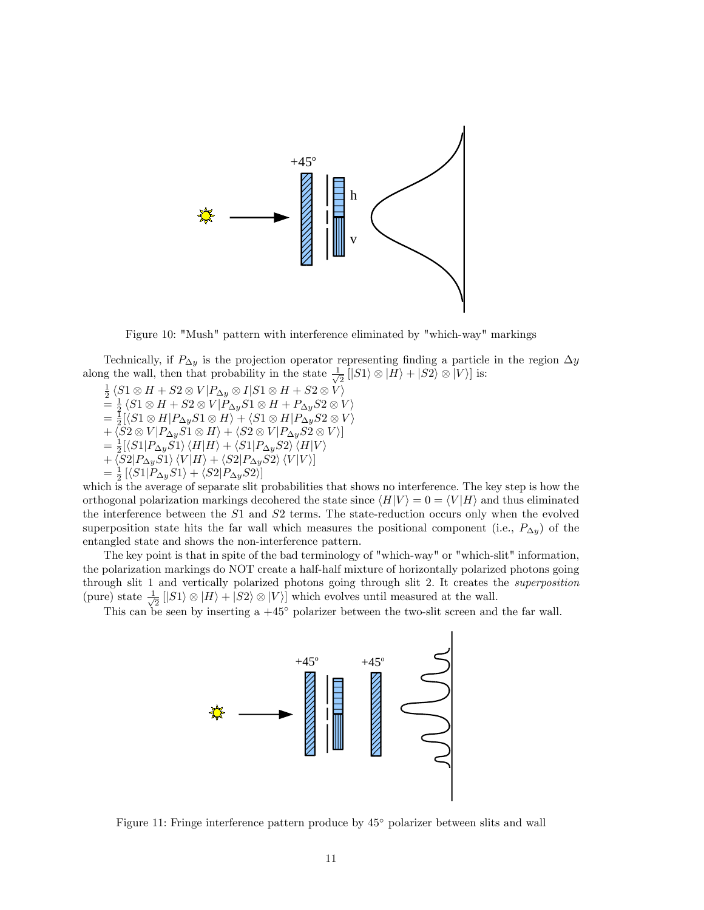Figure 10: "Mush" pattern with interference eliminated by "which-way" markings

Technically, if $P_{\Delta y}$ is the projection operator representing finding a particle in the region $\Delta y$ along the wall, then that probability in the state $\frac{1}{\sqrt{2}}\left[|S1\rangle \otimes |H\rangle + |S2\rangle \otimes |V\rangle\right]$ is:

$$\frac{1}{2}\langle S1 \otimes H + S2 \otimes V | P_{\Delta y} \otimes I | S1 \otimes H + S2 \otimes V\rangle$$
$$= \frac{1}{2}\langle S1 \otimes H + S2 \otimes V | P_{\Delta y} S1 \otimes H + P_{\Delta y} S2 \otimes V\rangle$$
$$= \frac{1}{2}[\langle S1 \otimes H | P_{\Delta y} S1 \otimes H\rangle + \langle S1 \otimes H | P_{\Delta y} S2 \otimes V\rangle$$
$$+ \langle S2 \otimes V | P_{\Delta y} S1 \otimes H\rangle + \langle S2 \otimes V | P_{\Delta y} S2 \otimes V\rangle]$$
$$= \frac{1}{2}[\langle S1 | P_{\Delta y} S1\rangle \langle H|H\rangle + \langle S1 | P_{\Delta y} S2\rangle \langle H|V\rangle$$
$$+ \langle S2 | P_{\Delta y} S1\rangle \langle V|H\rangle + \langle S2 | P_{\Delta y} S2\rangle \langle V|V\rangle]$$
$$= \frac{1}{2}\left[\langle S1 | P_{\Delta y} S1\rangle + \langle S2 | P_{\Delta y} S2\rangle\right]$$

which is the average of separate slit probabilities that shows no interference. The key step is how the orthogonal polarization markings decohered the state since $\langle H|V\rangle = 0 = \langle V|H\rangle$ and thus eliminated the interference between the $S1$ and $S2$ terms. The state-reduction occurs only when the evolved superposition state hits the far wall which measures the positional component (i.e., $P_{\Delta y}$) of the entangled state and shows the non-interference pattern.

The key point is that in spite of the bad terminology of "which-way" or "which-slit" information, the polarization markings do NOT create a half-half mixture of horizontally polarized photons going through slit 1 and vertically polarized photons going through slit 2. It creates the *superposition* (pure) state $\frac{1}{\sqrt{2}}\left[|S1\rangle \otimes |H\rangle + |S2\rangle \otimes |V\rangle\right]$ which evolves until measured at the wall.

This can be seen by inserting a $+45^\circ$ polarizer between the two-slit screen and the far wall.

Figure 11: Fringe interference pattern produce by $45^\circ$ polarizer between slits and wall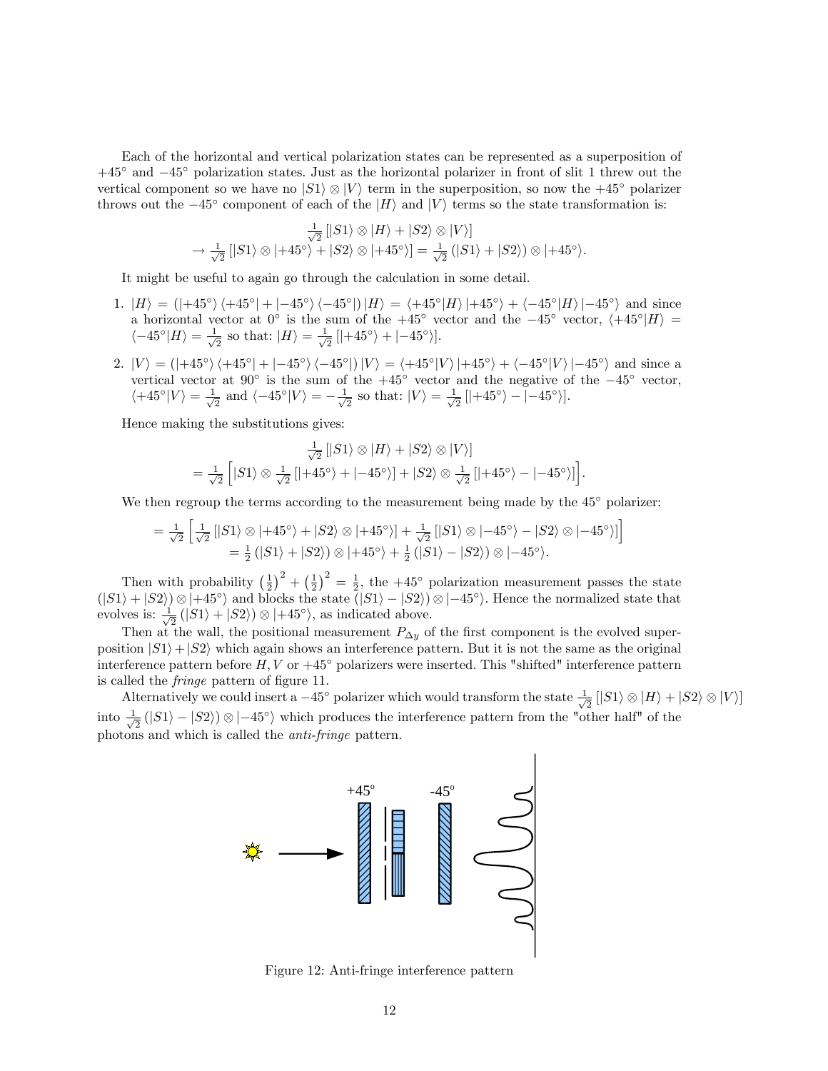Each of the horizontal and vertical polarization states can be represented as a superposition of $+45°$ and $-45°$ polarization states. Just as the horizontal polarizer in front of slit 1 threw out the vertical component so we have no $|S1\rangle \otimes |V\rangle$ term in the superposition, so now the $+45°$ polarizer throws out the $-45°$ component of each of the $|H\rangle$ and $|V\rangle$ terms so the state transformation is:

$$\frac{1}{\sqrt{2}}[|S1\rangle \otimes |H\rangle + |S2\rangle \otimes |V\rangle]$$
$$\rightarrow \frac{1}{\sqrt{2}}[|S1\rangle \otimes |+45°\rangle + |S2\rangle \otimes |+45°\rangle] = \frac{1}{\sqrt{2}}(|S1\rangle + |S2\rangle) \otimes |+45°\rangle.$$

It might be useful to again go through the calculation in some detail.

1. $|H\rangle = (|+45°\rangle\langle +45°| + |-45°\rangle\langle -45°|)|H\rangle = \langle +45°|H\rangle |+45°\rangle + \langle -45°|H\rangle |-45°\rangle$ and since a horizontal vector at $0°$ is the sum of the $+45°$ vector and the $-45°$ vector, $\langle +45°|H\rangle = \langle -45°|H\rangle = \frac{1}{\sqrt{2}}$ so that: $|H\rangle = \frac{1}{\sqrt{2}}[|+45°\rangle + |-45°\rangle]$.

2. $|V\rangle = (|+45°\rangle\langle +45°| + |-45°\rangle\langle -45°|)|V\rangle = \langle +45°|V\rangle |+45°\rangle + \langle -45°|V\rangle |-45°\rangle$ and since a vertical vector at $90°$ is the sum of the $+45°$ vector and the negative of the $-45°$ vector, $\langle +45°|V\rangle = \frac{1}{\sqrt{2}}$ and $\langle -45°|V\rangle = -\frac{1}{\sqrt{2}}$ so that: $|V\rangle = \frac{1}{\sqrt{2}}[|+45°\rangle - |-45°\rangle]$.

Hence making the substitutions gives:

$$\frac{1}{\sqrt{2}}[|S1\rangle \otimes |H\rangle + |S2\rangle \otimes |V\rangle]$$
$$= \frac{1}{\sqrt{2}}\left[|S1\rangle \otimes \frac{1}{\sqrt{2}}[|+45°\rangle + |-45°\rangle] + |S2\rangle \otimes \frac{1}{\sqrt{2}}[|+45°\rangle - |-45°\rangle]\right].$$

We then regroup the terms according to the measurement being made by the $45°$ polarizer:

$$= \frac{1}{\sqrt{2}}\left[\frac{1}{\sqrt{2}}[|S1\rangle \otimes |+45°\rangle + |S2\rangle \otimes |+45°\rangle] + \frac{1}{\sqrt{2}}[|S1\rangle \otimes |-45°\rangle - |S2\rangle \otimes |-45°\rangle]\right]$$
$$= \frac{1}{2}(|S1\rangle + |S2\rangle) \otimes |+45°\rangle + \frac{1}{2}(|S1\rangle - |S2\rangle) \otimes |-45°\rangle.$$

Then with probability $\left(\frac{1}{2}\right)^2 + \left(\frac{1}{2}\right)^2 = \frac{1}{2}$, the $+45°$ polarization measurement passes the state $(|S1\rangle + |S2\rangle) \otimes |+45°\rangle$ and blocks the state $(|S1\rangle - |S2\rangle) \otimes |-45°\rangle$. Hence the normalized state that evolves is: $\frac{1}{\sqrt{2}}(|S1\rangle + |S2\rangle) \otimes |+45°\rangle$, as indicated above.

Then at the wall, the positional measurement $P_{\Delta y}$ of the first component is the evolved superposition $|S1\rangle + |S2\rangle$ which again shows an interference pattern. But it is not the same as the original interference pattern before $H, V$ or $+45°$ polarizers were inserted. This "shifted" interference pattern is called the *fringe* pattern of figure 11.

Alternatively we could insert a $-45°$ polarizer which would transform the state $\frac{1}{\sqrt{2}}[|S1\rangle \otimes |H\rangle + |S2\rangle \otimes |V\rangle]$ into $\frac{1}{\sqrt{2}}(|S1\rangle - |S2\rangle) \otimes |-45°\rangle$ which produces the interference pattern from the "other half" of the photons and which is called the *anti-fringe* pattern.

Figure 12: Anti-fringe interference pattern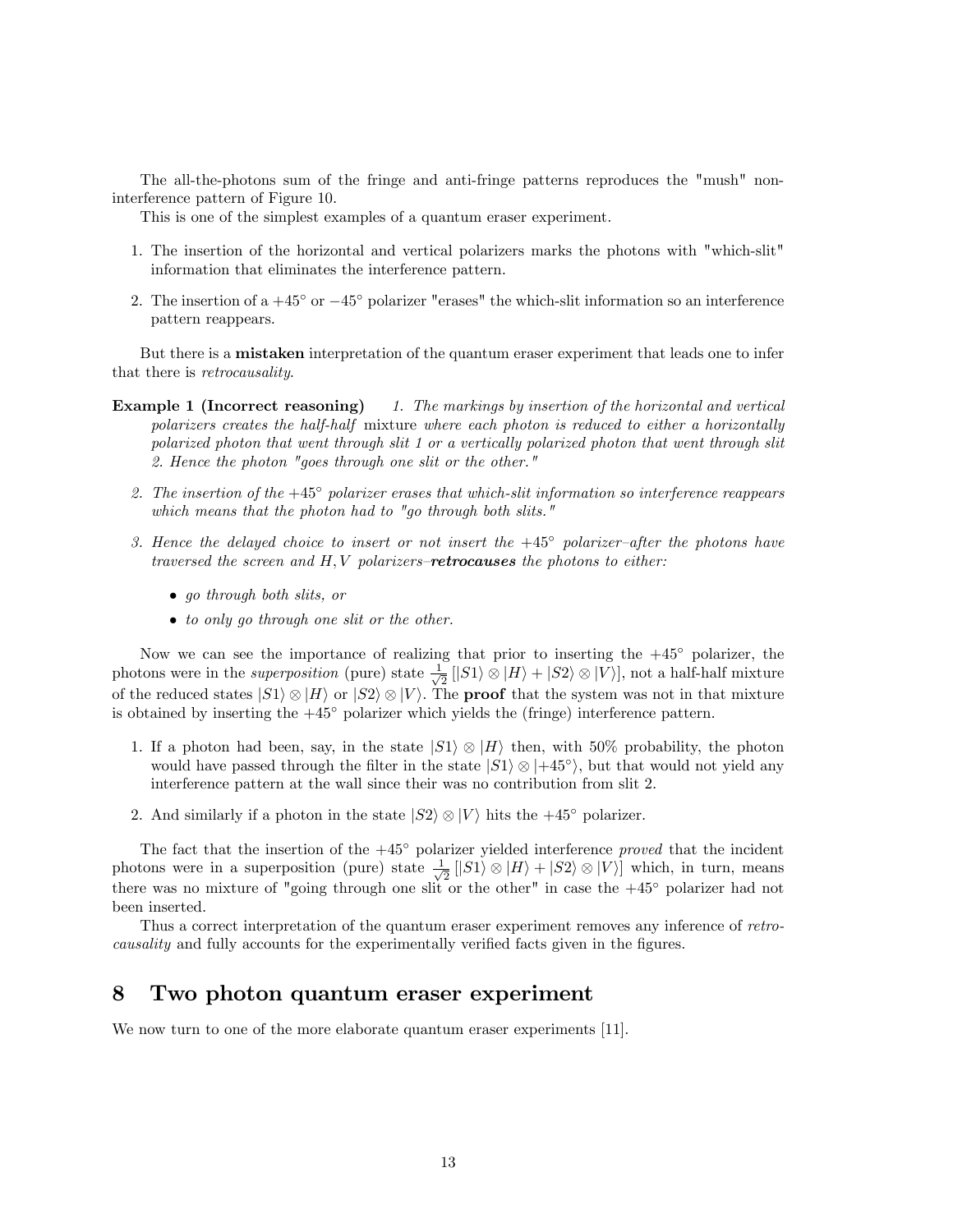The all-the-photons sum of the fringe and anti-fringe patterns reproduces the "mush" non-interference pattern of Figure 10.

This is one of the simplest examples of a quantum eraser experiment.

1. The insertion of the horizontal and vertical polarizers marks the photons with "which-slit" information that eliminates the interference pattern.
2. The insertion of a $+45°$ or $-45°$ polarizer "erases" the which-slit information so an interference pattern reappears.

But there is a **mistaken** interpretation of the quantum eraser experiment that leads one to infer that there is *retrocausality*.

**Example 1 (Incorrect reasoning)** *1. The markings by insertion of the horizontal and vertical polarizers creates the half-half* mixture *where each photon is reduced to either a horizontally polarized photon that went through slit 1 or a vertically polarized photon that went through slit 2. Hence the photon "goes through one slit or the other."*

*2. The insertion of the $+45°$ polarizer erases that which-slit information so interference reappears which means that the photon had to "go through both slits."*

*3. Hence the delayed choice to insert or not insert the $+45°$ polarizer–after the photons have traversed the screen and $H, V$ polarizers–**retrocauses** the photons to either:*

- *go through both slits, or*
- *to only go through one slit or the other.*

Now we can see the importance of realizing that prior to inserting the $+45°$ polarizer, the photons were in the *superposition* (pure) state $\frac{1}{\sqrt{2}}\left[|S1\rangle \otimes |H\rangle + |S2\rangle \otimes |V\rangle\right]$, not a half-half mixture of the reduced states $|S1\rangle \otimes |H\rangle$ or $|S2\rangle \otimes |V\rangle$. The **proof** that the system was not in that mixture is obtained by inserting the $+45°$ polarizer which yields the (fringe) interference pattern.

1. If a photon had been, say, in the state $|S1\rangle \otimes |H\rangle$ then, with 50% probability, the photon would have passed through the filter in the state $|S1\rangle \otimes |{+45°}\rangle$, but that would not yield any interference pattern at the wall since their was no contribution from slit 2.
2. And similarly if a photon in the state $|S2\rangle \otimes |V\rangle$ hits the $+45°$ polarizer.

The fact that the insertion of the $+45°$ polarizer yielded interference *proved* that the incident photons were in a superposition (pure) state $\frac{1}{\sqrt{2}}\left[|S1\rangle \otimes |H\rangle + |S2\rangle \otimes |V\rangle\right]$ which, in turn, means there was no mixture of "going through one slit or the other" in case the $+45°$ polarizer had not been inserted.

Thus a correct interpretation of the quantum eraser experiment removes any inference of *retrocausality* and fully accounts for the experimentally verified facts given in the figures.

## 8 Two photon quantum eraser experiment

We now turn to one of the more elaborate quantum eraser experiments [11].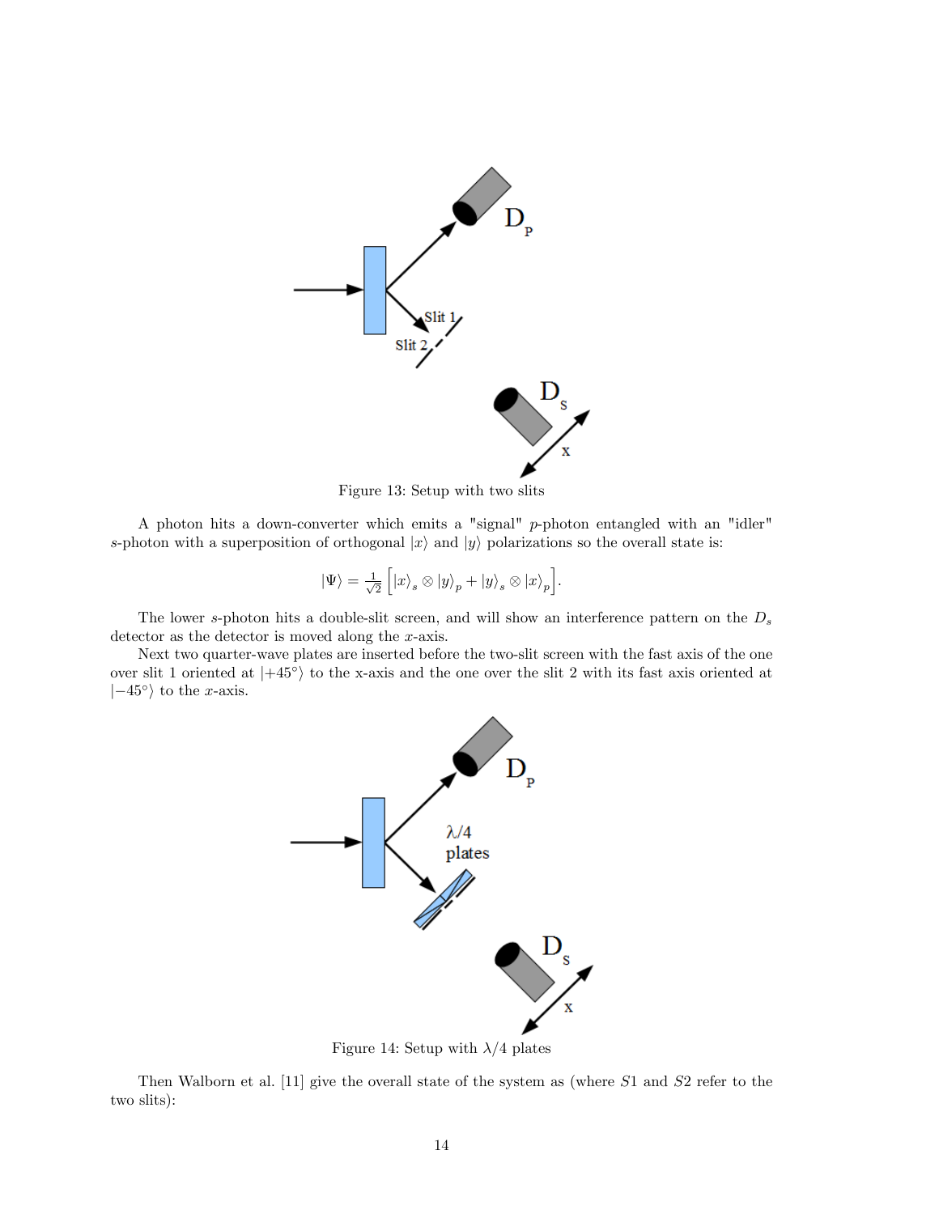Figure 13: Setup with two slits

A photon hits a down-converter which emits a "signal" $p$-photon entangled with an "idler" $s$-photon with a superposition of orthogonal $|x\rangle$ and $|y\rangle$ polarizations so the overall state is:

$$|\Psi\rangle = \frac{1}{\sqrt{2}}\left[|x\rangle_s \otimes |y\rangle_p + |y\rangle_s \otimes |x\rangle_p\right].$$

The lower $s$-photon hits a double-slit screen, and will show an interference pattern on the $D_s$ detector as the detector is moved along the $x$-axis.

Next two quarter-wave plates are inserted before the two-slit screen with the fast axis of the one over slit 1 oriented at $|+45°\rangle$ to the x-axis and the one over the slit 2 with its fast axis oriented at $|-45°\rangle$ to the $x$-axis.

Figure 14: Setup with $\lambda/4$ plates

Then Walborn et al. [11] give the overall state of the system as (where $S1$ and $S2$ refer to the two slits):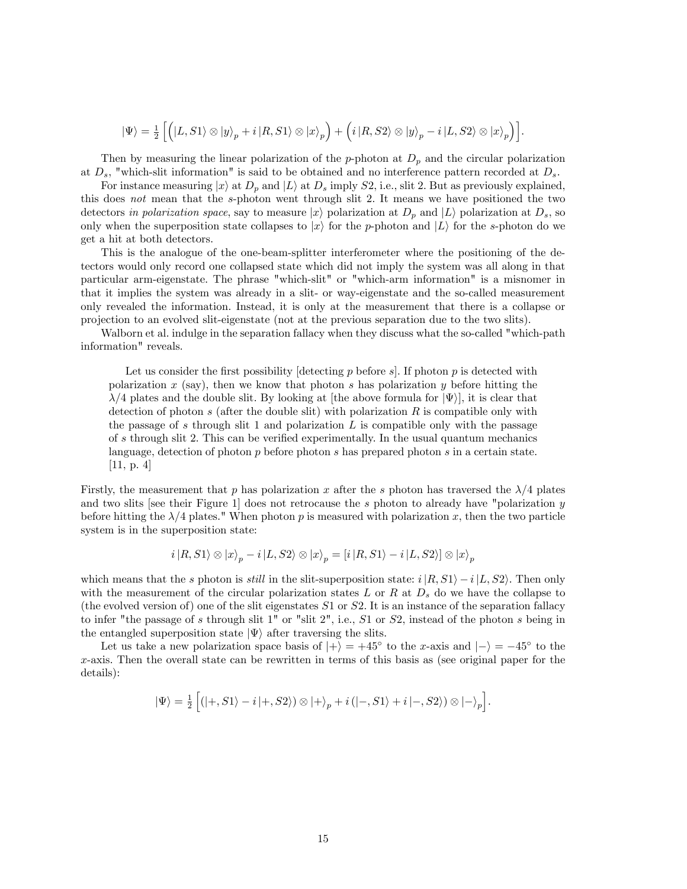$$|\Psi\rangle = \frac{1}{2}\left[\left(|L,S1\rangle \otimes |y\rangle_p + i\,|R,S1\rangle \otimes |x\rangle_p\right) + \left(i\,|R,S2\rangle \otimes |y\rangle_p - i\,|L,S2\rangle \otimes |x\rangle_p\right)\right].$$

Then by measuring the linear polarization of the $p$-photon at $D_p$ and the circular polarization at $D_s$, "which-slit information" is said to be obtained and no interference pattern recorded at $D_s$.

For instance measuring $|x\rangle$ at $D_p$ and $|L\rangle$ at $D_s$ imply $S2$, i.e., slit 2. But as previously explained, this does *not* mean that the $s$-photon went through slit 2. It means we have positioned the two detectors *in polarization space*, say to measure $|x\rangle$ polarization at $D_p$ and $|L\rangle$ polarization at $D_s$, so only when the superposition state collapses to $|x\rangle$ for the $p$-photon and $|L\rangle$ for the $s$-photon do we get a hit at both detectors.

This is the analogue of the one-beam-splitter interferometer where the positioning of the detectors would only record one collapsed state which did not imply the system was all along in that particular arm-eigenstate. The phrase "which-slit" or "which-arm information" is a misnomer in that it implies the system was already in a slit- or way-eigenstate and the so-called measurement only revealed the information. Instead, it is only at the measurement that there is a collapse or projection to an evolved slit-eigenstate (not at the previous separation due to the two slits).

Walborn et al. indulge in the separation fallacy when they discuss what the so-called "which-path information" reveals.

> Let us consider the first possibility [detecting $p$ before $s$]. If photon $p$ is detected with polarization $x$ (say), then we know that photon $s$ has polarization $y$ before hitting the $\lambda/4$ plates and the double slit. By looking at [the above formula for $|\Psi\rangle$], it is clear that detection of photon $s$ (after the double slit) with polarization $R$ is compatible only with the passage of $s$ through slit 1 and polarization $L$ is compatible only with the passage of $s$ through slit 2. This can be verified experimentally. In the usual quantum mechanics language, detection of photon $p$ before photon $s$ has prepared photon $s$ in a certain state. [11, p. 4]

Firstly, the measurement that $p$ has polarization $x$ after the $s$ photon has traversed the $\lambda/4$ plates and two slits [see their Figure 1] does not retrocause the $s$ photon to already have "polarization $y$ before hitting the $\lambda/4$ plates." When photon $p$ is measured with polarization $x$, then the two particle system is in the superposition state:

$$i\,|R,S1\rangle \otimes |x\rangle_p - i\,|L,S2\rangle \otimes |x\rangle_p = [i\,|R,S1\rangle - i\,|L,S2\rangle] \otimes |x\rangle_p$$

which means that the $s$ photon is *still* in the slit-superposition state: $i\,|R,S1\rangle - i\,|L,S2\rangle$. Then only with the measurement of the circular polarization states $L$ or $R$ at $D_s$ do we have the collapse to (the evolved version of) one of the slit eigenstates $S1$ or $S2$. It is an instance of the separation fallacy to infer "the passage of $s$ through slit 1" or "slit 2", i.e., $S1$ or $S2$, instead of the photon $s$ being in the entangled superposition state $|\Psi\rangle$ after traversing the slits.

Let us take a new polarization space basis of $|+\rangle = +45^\circ$ to the $x$-axis and $|-\rangle = -45^\circ$ to the $x$-axis. Then the overall state can be rewritten in terms of this basis as (see original paper for the details):

$$|\Psi\rangle = \frac{1}{2}\left[\left(|+,S1\rangle - i\,|+,S2\rangle\right) \otimes |+\rangle_p + i\left(|-,S1\rangle + i\,|-,S2\rangle\right) \otimes |-\rangle_p\right].$$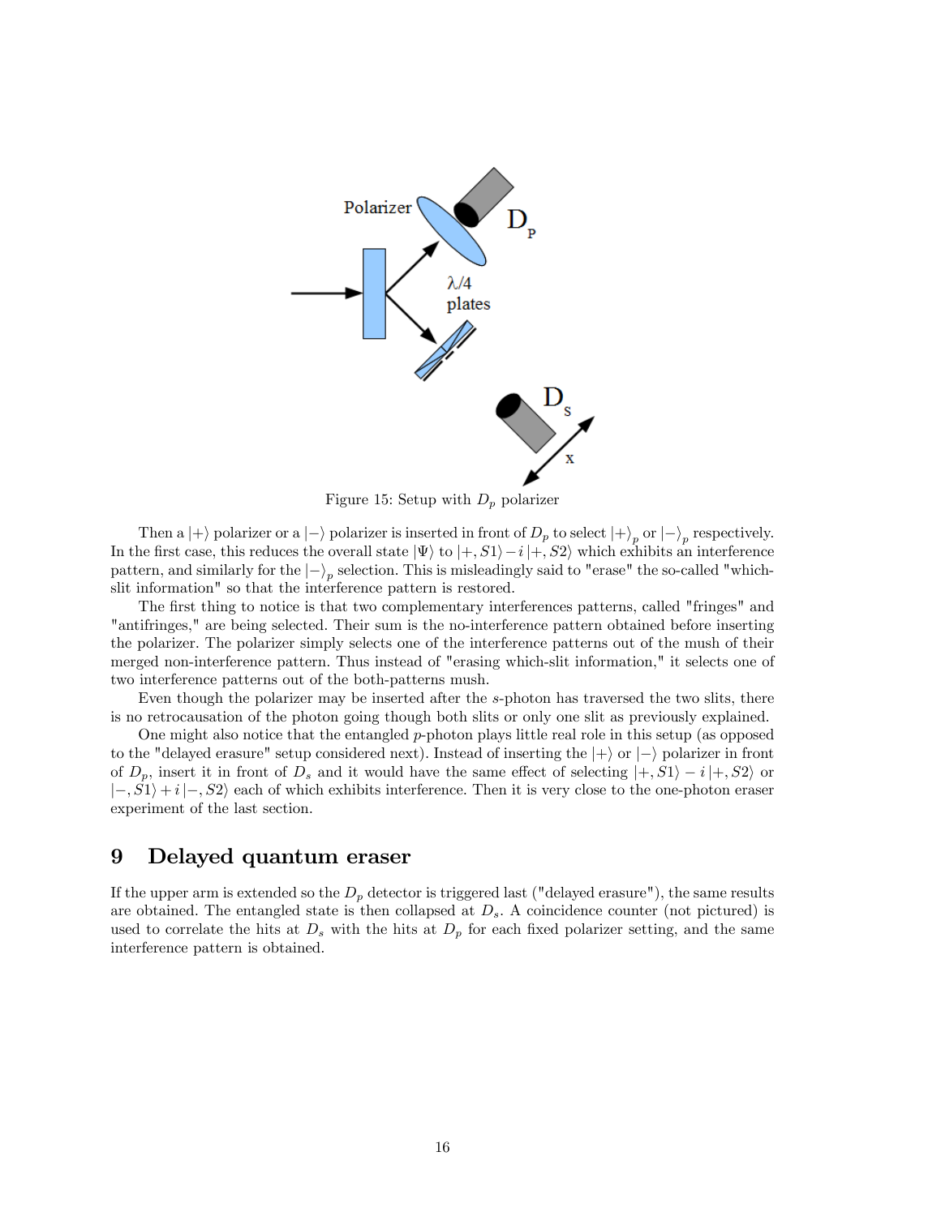Figure 15: Setup with $D_p$ polarizer

Then a $|+\rangle$ polarizer or a $|-\rangle$ polarizer is inserted in front of $D_p$ to select $|+\rangle_p$ or $|-\rangle_p$ respectively. In the first case, this reduces the overall state $|\Psi\rangle$ to $|+, S1\rangle - i\,|+, S2\rangle$ which exhibits an interference pattern, and similarly for the $|-\rangle_p$ selection. This is misleadingly said to "erase" the so-called "which-slit information" so that the interference pattern is restored.

The first thing to notice is that two complementary interferences patterns, called "fringes" and "antifringes," are being selected. Their sum is the no-interference pattern obtained before inserting the polarizer. The polarizer simply selects one of the interference patterns out of the mush of their merged non-interference pattern. Thus instead of "erasing which-slit information," it selects one of two interference patterns out of the both-patterns mush.

Even though the polarizer may be inserted after the $s$-photon has traversed the two slits, there is no retrocausation of the photon going though both slits or only one slit as previously explained.

One might also notice that the entangled $p$-photon plays little real role in this setup (as opposed to the "delayed erasure" setup considered next). Instead of inserting the $|+\rangle$ or $|-\rangle$ polarizer in front of $D_p$, insert it in front of $D_s$ and it would have the same effect of selecting $|+, S1\rangle - i\,|+, S2\rangle$ or $|-, S1\rangle + i\,|-, S2\rangle$ each of which exhibits interference. Then it is very close to the one-photon eraser experiment of the last section.

# 9 Delayed quantum eraser

If the upper arm is extended so the $D_p$ detector is triggered last ("delayed erasure"), the same results are obtained. The entangled state is then collapsed at $D_s$. A coincidence counter (not pictured) is used to correlate the hits at $D_s$ with the hits at $D_p$ for each fixed polarizer setting, and the same interference pattern is obtained.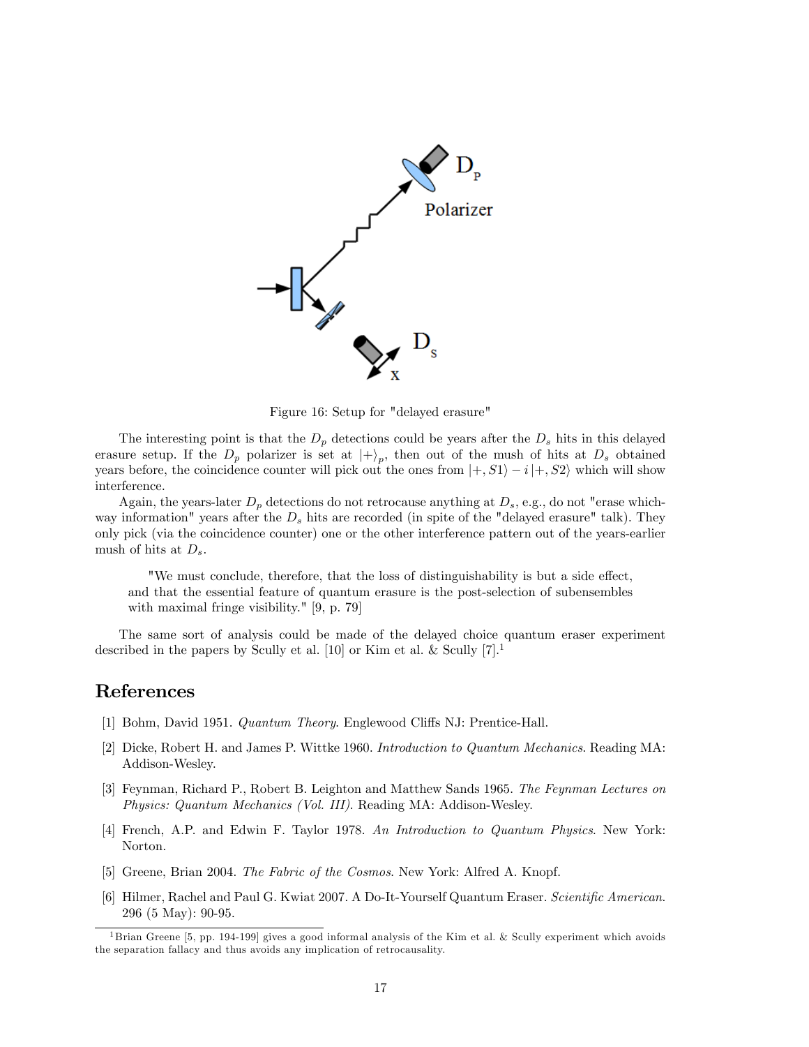Figure 16: Setup for "delayed erasure"

The interesting point is that the $D_p$ detections could be years after the $D_s$ hits in this delayed erasure setup. If the $D_p$ polarizer is set at $|+\rangle_p$, then out of the mush of hits at $D_s$ obtained years before, the coincidence counter will pick out the ones from $|+, S1\rangle - i\,|+, S2\rangle$ which will show interference.

Again, the years-later $D_p$ detections do not retrocause anything at $D_s$, e.g., do not "erase which-way information" years after the $D_s$ hits are recorded (in spite of the "delayed erasure" talk). They only pick (via the coincidence counter) one or the other interference pattern out of the years-earlier mush of hits at $D_s$.

> "We must conclude, therefore, that the loss of distinguishability is but a side effect, and that the essential feature of quantum erasure is the post-selection of subensembles with maximal fringe visibility." [9, p. 79]

The same sort of analysis could be made of the delayed choice quantum eraser experiment described in the papers by Scully et al. [10] or Kim et al. & Scully [7].[1]

# References

[1] Bohm, David 1951. *Quantum Theory*. Englewood Cliffs NJ: Prentice-Hall.

[2] Dicke, Robert H. and James P. Wittke 1960. *Introduction to Quantum Mechanics*. Reading MA: Addison-Wesley.

[3] Feynman, Richard P., Robert B. Leighton and Matthew Sands 1965. *The Feynman Lectures on Physics: Quantum Mechanics (Vol. III)*. Reading MA: Addison-Wesley.

[4] French, A.P. and Edwin F. Taylor 1978. *An Introduction to Quantum Physics*. New York: Norton.

[5] Greene, Brian 2004. *The Fabric of the Cosmos*. New York: Alfred A. Knopf.

[6] Hilmer, Rachel and Paul G. Kwiat 2007. A Do-It-Yourself Quantum Eraser. *Scientific American*. 296 (5 May): 90-95.

[1] Brian Greene [5, pp. 194-199] gives a good informal analysis of the Kim et al. & Scully experiment which avoids the separation fallacy and thus avoids any implication of retrocausality.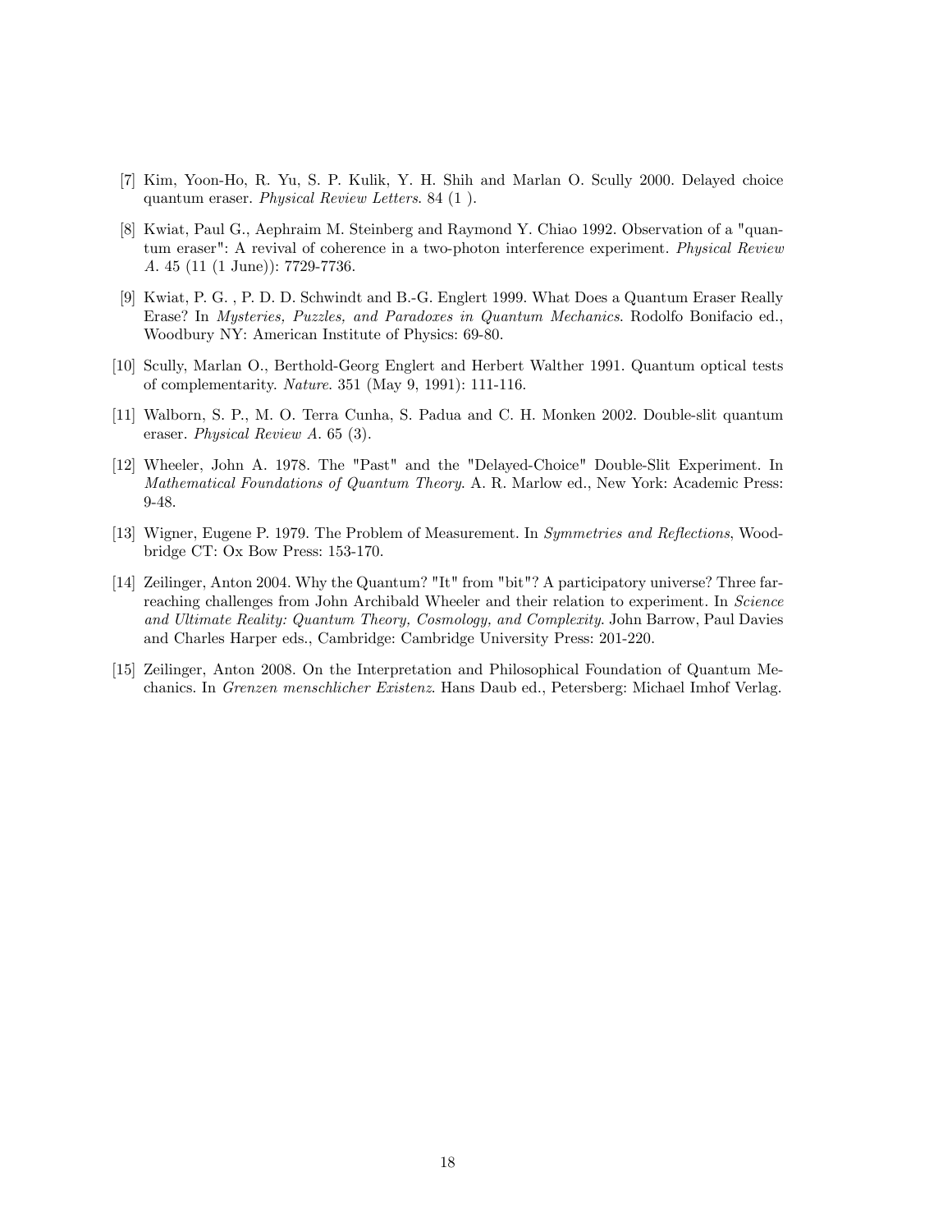[7] Kim, Yoon-Ho, R. Yu, S. P. Kulik, Y. H. Shih and Marlan O. Scully 2000. Delayed choice quantum eraser. *Physical Review Letters*. 84 (1 ).

[8] Kwiat, Paul G., Aephraim M. Steinberg and Raymond Y. Chiao 1992. Observation of a "quantum eraser": A revival of coherence in a two-photon interference experiment. *Physical Review A*. 45 (11 (1 June)): 7729-7736.

[9] Kwiat, P. G. , P. D. D. Schwindt and B.-G. Englert 1999. What Does a Quantum Eraser Really Erase? In *Mysteries, Puzzles, and Paradoxes in Quantum Mechanics*. Rodolfo Bonifacio ed., Woodbury NY: American Institute of Physics: 69-80.

[10] Scully, Marlan O., Berthold-Georg Englert and Herbert Walther 1991. Quantum optical tests of complementarity. *Nature*. 351 (May 9, 1991): 111-116.

[11] Walborn, S. P., M. O. Terra Cunha, S. Padua and C. H. Monken 2002. Double-slit quantum eraser. *Physical Review A*. 65 (3).

[12] Wheeler, John A. 1978. The "Past" and the "Delayed-Choice" Double-Slit Experiment. In *Mathematical Foundations of Quantum Theory*. A. R. Marlow ed., New York: Academic Press: 9-48.

[13] Wigner, Eugene P. 1979. The Problem of Measurement. In *Symmetries and Reflections*, Woodbridge CT: Ox Bow Press: 153-170.

[14] Zeilinger, Anton 2004. Why the Quantum? "It" from "bit"? A participatory universe? Three far-reaching challenges from John Archibald Wheeler and their relation to experiment. In *Science and Ultimate Reality: Quantum Theory, Cosmology, and Complexity*. John Barrow, Paul Davies and Charles Harper eds., Cambridge: Cambridge University Press: 201-220.

[15] Zeilinger, Anton 2008. On the Interpretation and Philosophical Foundation of Quantum Mechanics. In *Grenzen menschlicher Existenz*. Hans Daub ed., Petersberg: Michael Imhof Verlag.